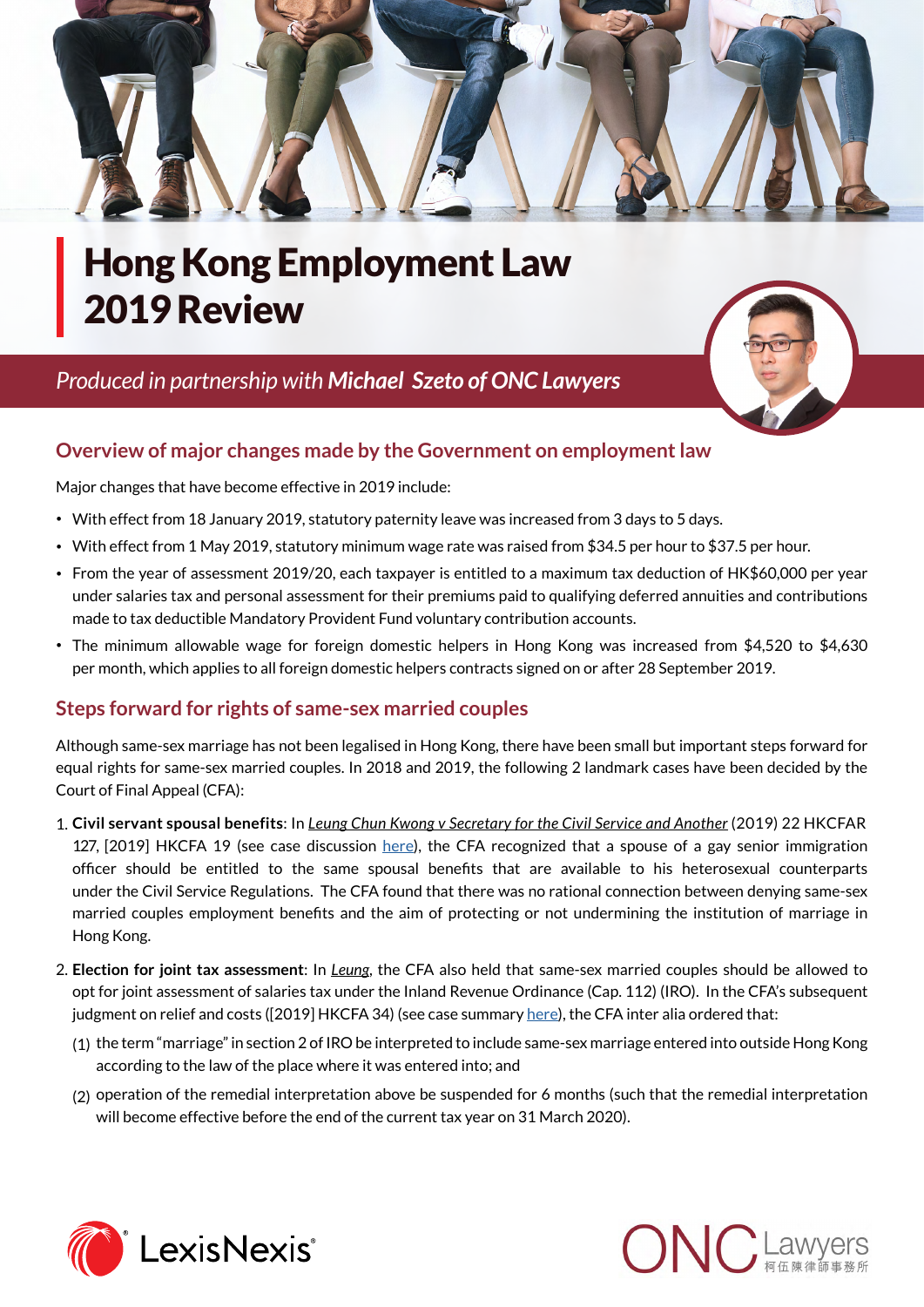# Hong Kong Employment Law 2019 Review

*Produced in partnership with **Michael Szeto of ONC Lawyers***

## Overview of major changes made by the Government on employment law

Major changes that have become effective in 2019 include:

- With effect from 18 January 2019, statutory paternity leave was increased from 3 days to 5 days.
- With effect from 1 May 2019, statutory minimum wage rate was raised from $34.5 per hour to $37.5 per hour.
- From the year of assessment 2019/20, each taxpayer is entitled to a maximum tax deduction of HK$60,000 per year under salaries tax and personal assessment for their premiums paid to qualifying deferred annuities and contributions made to tax deductible Mandatory Provident Fund voluntary contribution accounts.
- The minimum allowable wage for foreign domestic helpers in Hong Kong was increased from $4,520 to $4,630 per month, which applies to all foreign domestic helpers contracts signed on or after 28 September 2019.

## Steps forward for rights of same-sex married couples

Although same-sex marriage has not been legalised in Hong Kong, there have been small but important steps forward for equal rights for same-sex married couples. In 2018 and 2019, the following 2 landmark cases have been decided by the Court of Final Appeal (CFA):

1. **Civil servant spousal benefits**: In *Leung Chun Kwong v Secretary for the Civil Service and Another* (2019) 22 HKCFAR 127, [2019] HKCFA 19 (see case discussion here), the CFA recognized that a spouse of a gay senior immigration officer should be entitled to the same spousal benefits that are available to his heterosexual counterparts under the Civil Service Regulations. The CFA found that there was no rational connection between denying same-sex married couples employment benefits and the aim of protecting or not undermining the institution of marriage in Hong Kong.

2. **Election for joint tax assessment**: In *Leung*, the CFA also held that same-sex married couples should be allowed to opt for joint assessment of salaries tax under the Inland Revenue Ordinance (Cap. 112) (IRO). In the CFA's subsequent judgment on relief and costs ([2019] HKCFA 34) (see case summary here), the CFA inter alia ordered that:

   (1) the term "marriage" in section 2 of IRO be interpreted to include same-sex marriage entered into outside Hong Kong according to the law of the place where it was entered into; and

   (2) operation of the remedial interpretation above be suspended for 6 months (such that the remedial interpretation will become effective before the end of the current tax year on 31 March 2020).

LexisNexis®

ONC Lawyers 柯伍陳律師事務所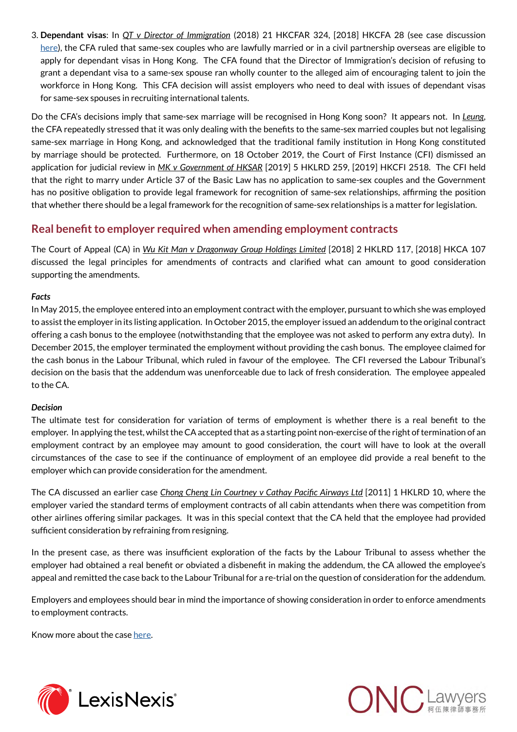3. **Dependant visas**: In *QT v Director of Immigration* (2018) 21 HKCFAR 324, [2018] HKCFA 28 (see case discussion here), the CFA ruled that same-sex couples who are lawfully married or in a civil partnership overseas are eligible to apply for dependant visas in Hong Kong. The CFA found that the Director of Immigration's decision of refusing to grant a dependant visa to a same-sex spouse ran wholly counter to the alleged aim of encouraging talent to join the workforce in Hong Kong. This CFA decision will assist employers who need to deal with issues of dependant visas for same-sex spouses in recruiting international talents.

Do the CFA's decisions imply that same-sex marriage will be recognised in Hong Kong soon? It appears not. In *Leung*, the CFA repeatedly stressed that it was only dealing with the benefits to the same-sex married couples but not legalising same-sex marriage in Hong Kong, and acknowledged that the traditional family institution in Hong Kong constituted by marriage should be protected. Furthermore, on 18 October 2019, the Court of First Instance (CFI) dismissed an application for judicial review in *MK v Government of HKSAR* [2019] 5 HKLRD 259, [2019] HKCFI 2518. The CFI held that the right to marry under Article 37 of the Basic Law has no application to same-sex couples and the Government has no positive obligation to provide legal framework for recognition of same-sex relationships, affirming the position that whether there should be a legal framework for the recognition of same-sex relationships is a matter for legislation.

## Real benefit to employer required when amending employment contracts

The Court of Appeal (CA) in *Wu Kit Man v Dragonway Group Holdings Limited* [2018] 2 HKLRD 117, [2018] HKCA 107 discussed the legal principles for amendments of contracts and clarified what can amount to good consideration supporting the amendments.

***Facts***

In May 2015, the employee entered into an employment contract with the employer, pursuant to which she was employed to assist the employer in its listing application. In October 2015, the employer issued an addendum to the original contract offering a cash bonus to the employee (notwithstanding that the employee was not asked to perform any extra duty). In December 2015, the employer terminated the employment without providing the cash bonus. The employee claimed for the cash bonus in the Labour Tribunal, which ruled in favour of the employee. The CFI reversed the Labour Tribunal's decision on the basis that the addendum was unenforceable due to lack of fresh consideration. The employee appealed to the CA.

***Decision***

The ultimate test for consideration for variation of terms of employment is whether there is a real benefit to the employer. In applying the test, whilst the CA accepted that as a starting point non-exercise of the right of termination of an employment contract by an employee may amount to good consideration, the court will have to look at the overall circumstances of the case to see if the continuance of employment of an employee did provide a real benefit to the employer which can provide consideration for the amendment.

The CA discussed an earlier case *Chong Cheng Lin Courtney v Cathay Pacific Airways Ltd* [2011] 1 HKLRD 10, where the employer varied the standard terms of employment contracts of all cabin attendants when there was competition from other airlines offering similar packages. It was in this special context that the CA held that the employee had provided sufficient consideration by refraining from resigning.

In the present case, as there was insufficient exploration of the facts by the Labour Tribunal to assess whether the employer had obtained a real benefit or obviated a disbenefit in making the addendum, the CA allowed the employee's appeal and remitted the case back to the Labour Tribunal for a re-trial on the question of consideration for the addendum.

Employers and employees should bear in mind the importance of showing consideration in order to enforce amendments to employment contracts.

Know more about the case here.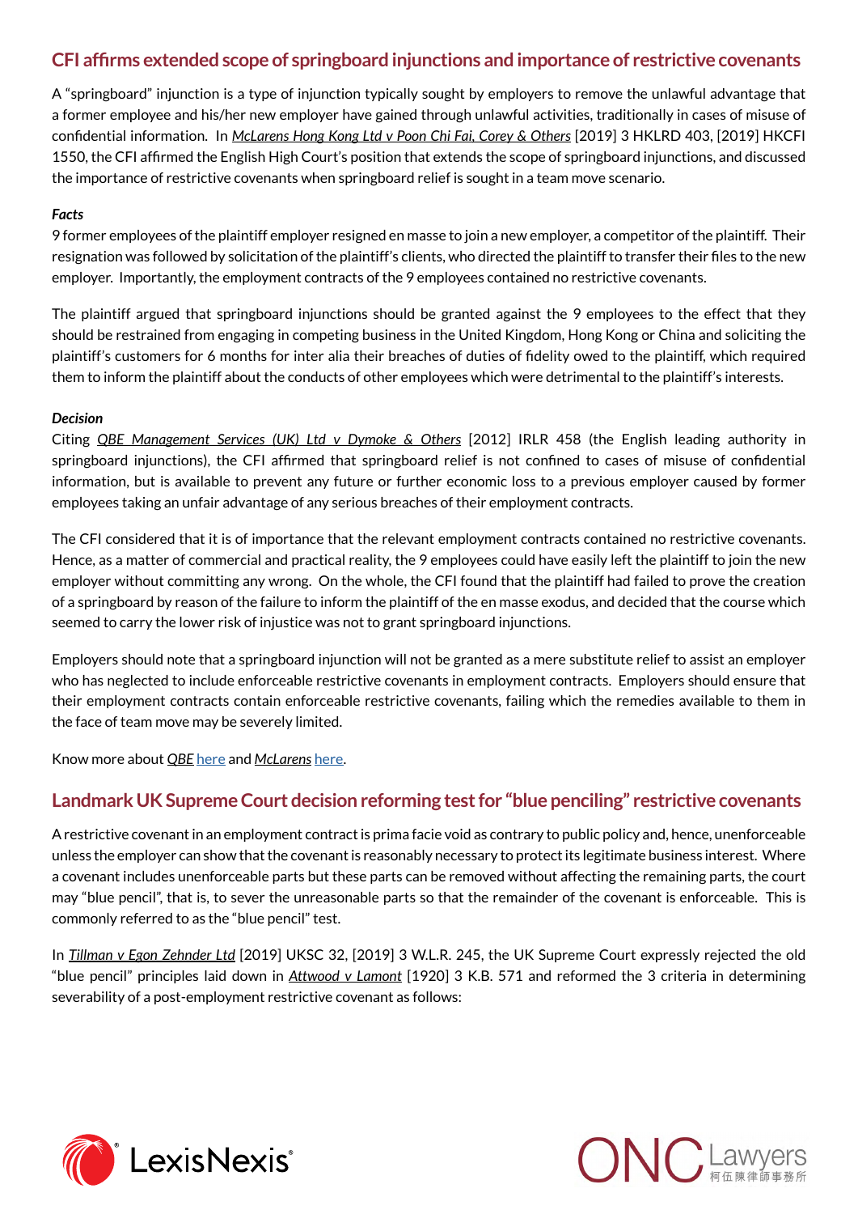## CFI affirms extended scope of springboard injunctions and importance of restrictive covenants

A "springboard" injunction is a type of injunction typically sought by employers to remove the unlawful advantage that a former employee and his/her new employer have gained through unlawful activities, traditionally in cases of misuse of confidential information. In *McLarens Hong Kong Ltd v Poon Chi Fai, Corey & Others* [2019] 3 HKLRD 403, [2019] HKCFI 1550, the CFI affirmed the English High Court's position that extends the scope of springboard injunctions, and discussed the importance of restrictive covenants when springboard relief is sought in a team move scenario.

***Facts***

9 former employees of the plaintiff employer resigned en masse to join a new employer, a competitor of the plaintiff. Their resignation was followed by solicitation of the plaintiff's clients, who directed the plaintiff to transfer their files to the new employer. Importantly, the employment contracts of the 9 employees contained no restrictive covenants.

The plaintiff argued that springboard injunctions should be granted against the 9 employees to the effect that they should be restrained from engaging in competing business in the United Kingdom, Hong Kong or China and soliciting the plaintiff's customers for 6 months for inter alia their breaches of duties of fidelity owed to the plaintiff, which required them to inform the plaintiff about the conducts of other employees which were detrimental to the plaintiff's interests.

***Decision***

Citing *QBE Management Services (UK) Ltd v Dymoke & Others* [2012] IRLR 458 (the English leading authority in springboard injunctions), the CFI affirmed that springboard relief is not confined to cases of misuse of confidential information, but is available to prevent any future or further economic loss to a previous employer caused by former employees taking an unfair advantage of any serious breaches of their employment contracts.

The CFI considered that it is of importance that the relevant employment contracts contained no restrictive covenants. Hence, as a matter of commercial and practical reality, the 9 employees could have easily left the plaintiff to join the new employer without committing any wrong. On the whole, the CFI found that the plaintiff had failed to prove the creation of a springboard by reason of the failure to inform the plaintiff of the en masse exodus, and decided that the course which seemed to carry the lower risk of injustice was not to grant springboard injunctions.

Employers should note that a springboard injunction will not be granted as a mere substitute relief to assist an employer who has neglected to include enforceable restrictive covenants in employment contracts. Employers should ensure that their employment contracts contain enforceable restrictive covenants, failing which the remedies available to them in the face of team move may be severely limited.

Know more about *QBE* here and *McLarens* here.

## Landmark UK Supreme Court decision reforming test for "blue penciling" restrictive covenants

A restrictive covenant in an employment contract is prima facie void as contrary to public policy and, hence, unenforceable unless the employer can show that the covenant is reasonably necessary to protect its legitimate business interest. Where a covenant includes unenforceable parts but these parts can be removed without affecting the remaining parts, the court may "blue pencil", that is, to sever the unreasonable parts so that the remainder of the covenant is enforceable. This is commonly referred to as the "blue pencil" test.

In *Tillman v Egon Zehnder Ltd* [2019] UKSC 32, [2019] 3 W.L.R. 245, the UK Supreme Court expressly rejected the old "blue pencil" principles laid down in *Attwood v Lamont* [1920] 3 K.B. 571 and reformed the 3 criteria in determining severability of a post-employment restrictive covenant as follows: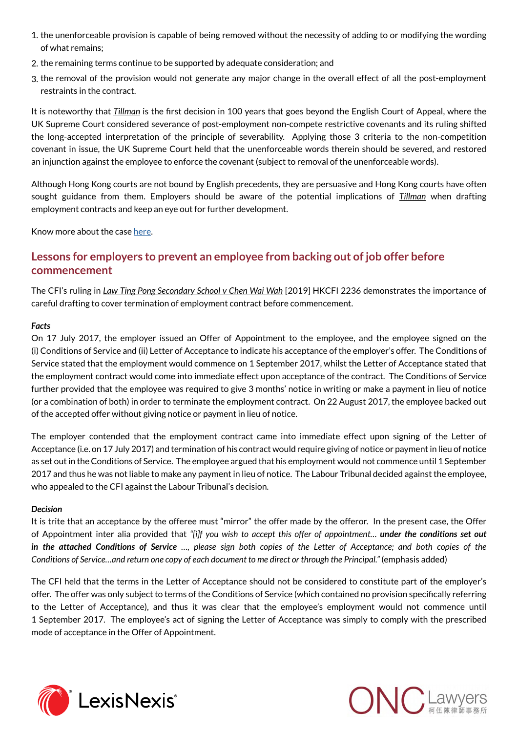1. the unenforceable provision is capable of being removed without the necessity of adding to or modifying the wording of what remains;
2. the remaining terms continue to be supported by adequate consideration; and
3. the removal of the provision would not generate any major change in the overall effect of all the post-employment restraints in the contract.

It is noteworthy that ***Tillman*** is the first decision in 100 years that goes beyond the English Court of Appeal, where the UK Supreme Court considered severance of post-employment non-compete restrictive covenants and its ruling shifted the long-accepted interpretation of the principle of severability. Applying those 3 criteria to the non-competition covenant in issue, the UK Supreme Court held that the unenforceable words therein should be severed, and restored an injunction against the employee to enforce the covenant (subject to removal of the unenforceable words).

Although Hong Kong courts are not bound by English precedents, they are persuasive and Hong Kong courts have often sought guidance from them. Employers should be aware of the potential implications of *Tillman* when drafting employment contracts and keep an eye out for further development.

Know more about the case here.

## Lessons for employers to prevent an employee from backing out of job offer before commencement

The CFI's ruling in *Law Ting Pong Secondary School v Chen Wai Wah* [2019] HKCFI 2236 demonstrates the importance of careful drafting to cover termination of employment contract before commencement.

***Facts***

On 17 July 2017, the employer issued an Offer of Appointment to the employee, and the employee signed on the (i) Conditions of Service and (ii) Letter of Acceptance to indicate his acceptance of the employer's offer. The Conditions of Service stated that the employment would commence on 1 September 2017, whilst the Letter of Acceptance stated that the employment contract would come into immediate effect upon acceptance of the contract. The Conditions of Service further provided that the employee was required to give 3 months' notice in writing or make a payment in lieu of notice (or a combination of both) in order to terminate the employment contract. On 22 August 2017, the employee backed out of the accepted offer without giving notice or payment in lieu of notice.

The employer contended that the employment contract came into immediate effect upon signing of the Letter of Acceptance (i.e. on 17 July 2017) and termination of his contract would require giving of notice or payment in lieu of notice as set out in the Conditions of Service. The employee argued that his employment would not commence until 1 September 2017 and thus he was not liable to make any payment in lieu of notice. The Labour Tribunal decided against the employee, who appealed to the CFI against the Labour Tribunal's decision.

***Decision***

It is trite that an acceptance by the offeree must "mirror" the offer made by the offeror. In the present case, the Offer of Appointment inter alia provided that *"[i]f you wish to accept this offer of appointment… **under the conditions set out in the attached Conditions of Service** …, please sign both copies of the Letter of Acceptance; and both copies of the Conditions of Service…and return one copy of each document to me direct or through the Principal."* (emphasis added)

The CFI held that the terms in the Letter of Acceptance should not be considered to constitute part of the employer's offer. The offer was only subject to terms of the Conditions of Service (which contained no provision specifically referring to the Letter of Acceptance), and thus it was clear that the employee's employment would not commence until 1 September 2017. The employee's act of signing the Letter of Acceptance was simply to comply with the prescribed mode of acceptance in the Offer of Appointment.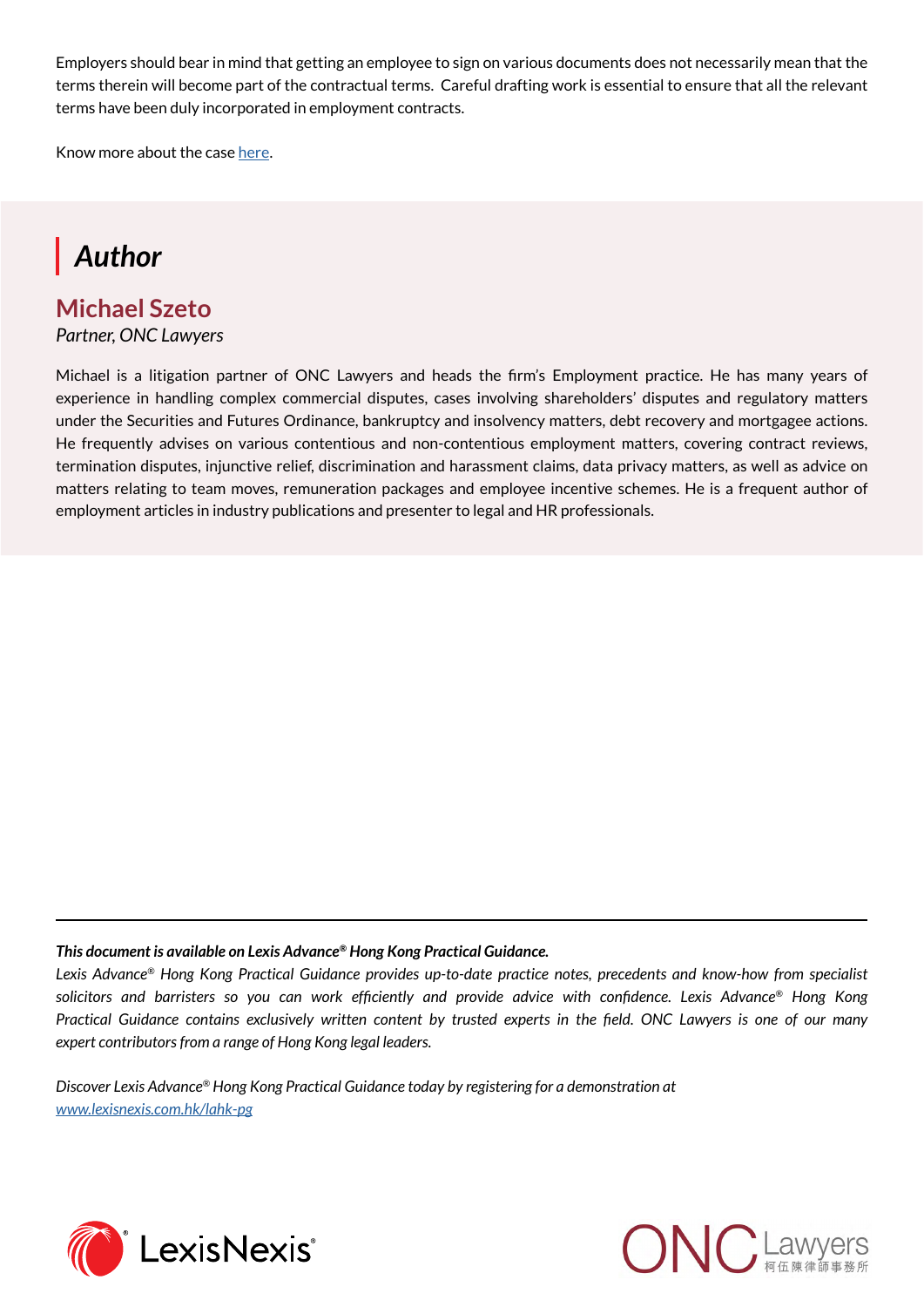Employers should bear in mind that getting an employee to sign on various documents does not necessarily mean that the terms therein will become part of the contractual terms. Careful drafting work is essential to ensure that all the relevant terms have been duly incorporated in employment contracts.

Know more about the case [here](#).

## *Author*

### Michael Szeto

*Partner, ONC Lawyers*

Michael is a litigation partner of ONC Lawyers and heads the firm's Employment practice. He has many years of experience in handling complex commercial disputes, cases involving shareholders' disputes and regulatory matters under the Securities and Futures Ordinance, bankruptcy and insolvency matters, debt recovery and mortgagee actions. He frequently advises on various contentious and non-contentious employment matters, covering contract reviews, termination disputes, injunctive relief, discrimination and harassment claims, data privacy matters, as well as advice on matters relating to team moves, remuneration packages and employee incentive schemes. He is a frequent author of employment articles in industry publications and presenter to legal and HR professionals.

---

***This document is available on Lexis Advance® Hong Kong Practical Guidance.***

*Lexis Advance® Hong Kong Practical Guidance provides up-to-date practice notes, precedents and know-how from specialist solicitors and barristers so you can work efficiently and provide advice with confidence. Lexis Advance® Hong Kong Practical Guidance contains exclusively written content by trusted experts in the field. ONC Lawyers is one of our many expert contributors from a range of Hong Kong legal leaders.*

*Discover Lexis Advance® Hong Kong Practical Guidance today by registering for a demonstration at [www.lexisnexis.com.hk/lahk-pg](http://www.lexisnexis.com.hk/lahk-pg)*

LexisNexis®

ONC Lawyers 柯伍陳律師事務所